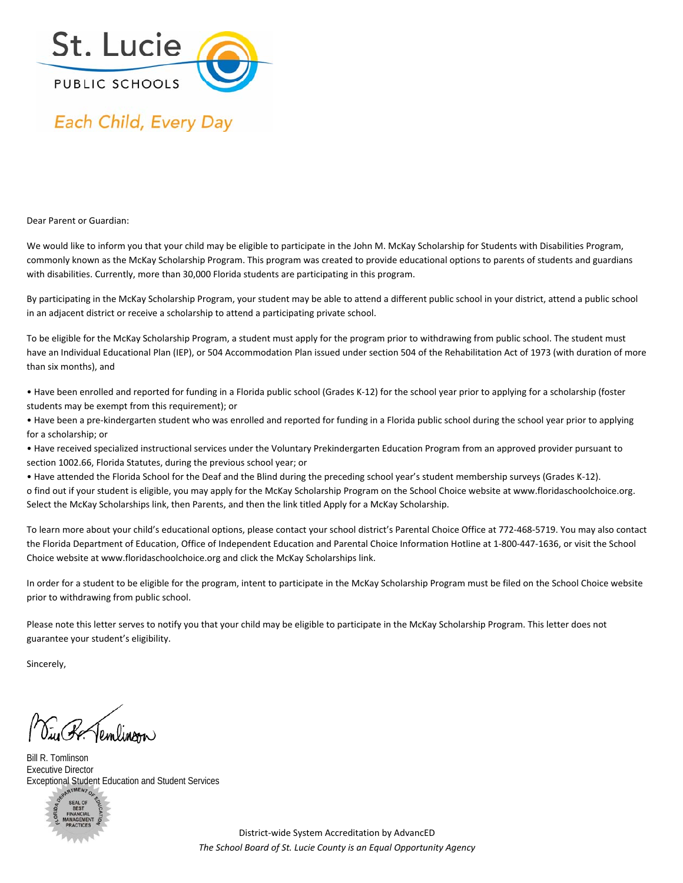St. Lucie

PUBLIC SCHOOLS

*Each Child, Every Day*

Dear Parent or Guardian:

We would like to inform you that your child may be eligible to participate in the John M. McKay Scholarship for Students with Disabilities Program, commonly known as the McKay Scholarship Program. This program was created to provide educational options to parents of students and guardians with disabilities. Currently, more than 30,000 Florida students are participating in this program.

By participating in the McKay Scholarship Program, your student may be able to attend a different public school in your district, attend a public school in an adjacent district or receive a scholarship to attend a participating private school.

To be eligible for the McKay Scholarship Program, a student must apply for the program prior to withdrawing from public school. The student must have an Individual Educational Plan (IEP), or 504 Accommodation Plan issued under section 504 of the Rehabilitation Act of 1973 (with duration of more than six months), and

- Have been enrolled and reported for funding in a Florida public school (Grades K-12) for the school year prior to applying for a scholarship (foster students may be exempt from this requirement); or
- Have been a pre-kindergarten student who was enrolled and reported for funding in a Florida public school during the school year prior to applying for a scholarship; or
- Have received specialized instructional services under the Voluntary Prekindergarten Education Program from an approved provider pursuant to section 1002.66, Florida Statutes, during the previous school year; or
- Have attended the Florida School for the Deaf and the Blind during the preceding school year's student membership surveys (Grades K-12).

o find out if your student is eligible, you may apply for the McKay Scholarship Program on the School Choice website at www.floridaschoolchoice.org. Select the McKay Scholarships link, then Parents, and then the link titled Apply for a McKay Scholarship.

To learn more about your child's educational options, please contact your school district's Parental Choice Office at 772-468-5719. You may also contact the Florida Department of Education, Office of Independent Education and Parental Choice Information Hotline at 1-800-447-1636, or visit the School Choice website at www.floridaschoolchoice.org and click the McKay Scholarships link.

In order for a student to be eligible for the program, intent to participate in the McKay Scholarship Program must be filed on the School Choice website prior to withdrawing from public school.

Please note this letter serves to notify you that your child may be eligible to participate in the McKay Scholarship Program. This letter does not guarantee your student's eligibility.

Sincerely,

Bill R. Tomlinson
Executive Director
Exceptional Student Education and Student Services

FLORIDA DEPARTMENT OF EDUCATION SEAL OF BEST FINANCIAL MANAGEMENT PRACTICES

District-wide System Accreditation by AdvancED

*The School Board of St. Lucie County is an Equal Opportunity Agency*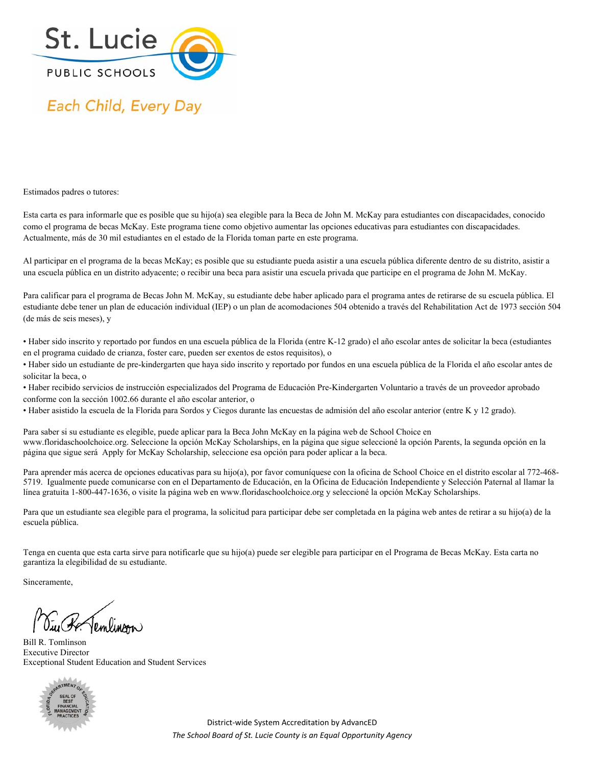St. Lucie

PUBLIC SCHOOLS

*Each Child, Every Day*

Estimados padres o tutores:

Esta carta es para informarle que es posible que su hijo(a) sea elegible para la Beca de John M. McKay para estudiantes con discapacidades, conocido como el programa de becas McKay. Este programa tiene como objetivo aumentar las opciones educativas para estudiantes con discapacidades. Actualmente, más de 30 mil estudiantes en el estado de la Florida toman parte en este programa.

Al participar en el programa de la becas McKay; es posible que su estudiante pueda asistir a una escuela pública diferente dentro de su distrito, asistir a una escuela pública en un distrito adyacente; o recibir una beca para asistir una escuela privada que participe en el programa de John M. McKay.

Para calificar para el programa de Becas John M. McKay, su estudiante debe haber aplicado para el programa antes de retirarse de su escuela pública. El estudiante debe tener un plan de educación individual (IEP) o un plan de acomodaciones 504 obtenido a través del Rehabilitation Act de 1973 sección 504 (de más de seis meses), y

- Haber sido inscrito y reportado por fundos en una escuela pública de la Florida (entre K-12 grado) el año escolar antes de solicitar la beca (estudiantes en el programa cuidado de crianza, foster care, pueden ser exentos de estos requisitos), o
- Haber sido un estudiante de pre-kindergarten que haya sido inscrito y reportado por fundos en una escuela pública de la Florida el año escolar antes de solicitar la beca, o
- Haber recibido servicios de instrucción especializados del Programa de Educación Pre-Kindergarten Voluntario a través de un proveedor aprobado conforme con la sección 1002.66 durante el año escolar anterior, o
- Haber asistido la escuela de la Florida para Sordos y Ciegos durante las encuestas de admisión del año escolar anterior (entre K y 12 grado).

Para saber si su estudiante es elegible, puede aplicar para la Beca John McKay en la página web de School Choice en www.floridaschoolchoice.org. Seleccione la opción McKay Scholarships, en la página que sigue seleccioné la opción Parents, la segunda opción en la página que sigue será Apply for McKay Scholarship, seleccione esa opción para poder aplicar a la beca.

Para aprender más acerca de opciones educativas para su hijo(a), por favor comuníquese con la oficina de School Choice en el distrito escolar al 772-468-5719. Igualmente puede comunicarse con en el Departamento de Educación, en la Oficina de Educación Independiente y Selección Paternal al llamar la línea gratuita 1-800-447-1636, o visite la página web en www.floridaschoolchoice.org y seleccioné la opción McKay Scholarships.

Para que un estudiante sea elegible para el programa, la solicitud para participar debe ser completada en la página web antes de retirar a su hijo(a) de la escuela pública.

Tenga en cuenta que esta carta sirve para notificarle que su hijo(a) puede ser elegible para participar en el Programa de Becas McKay. Esta carta no garantiza la elegibilidad de su estudiante.

Sinceramente,

Bill R. Tomlinson
Executive Director
Exceptional Student Education and Student Services

FLORIDA DEPARTMENT OF EDUCATION — SEAL OF BEST FINANCIAL MANAGEMENT PRACTICES

District-wide System Accreditation by AdvancED

*The School Board of St. Lucie County is an Equal Opportunity Agency*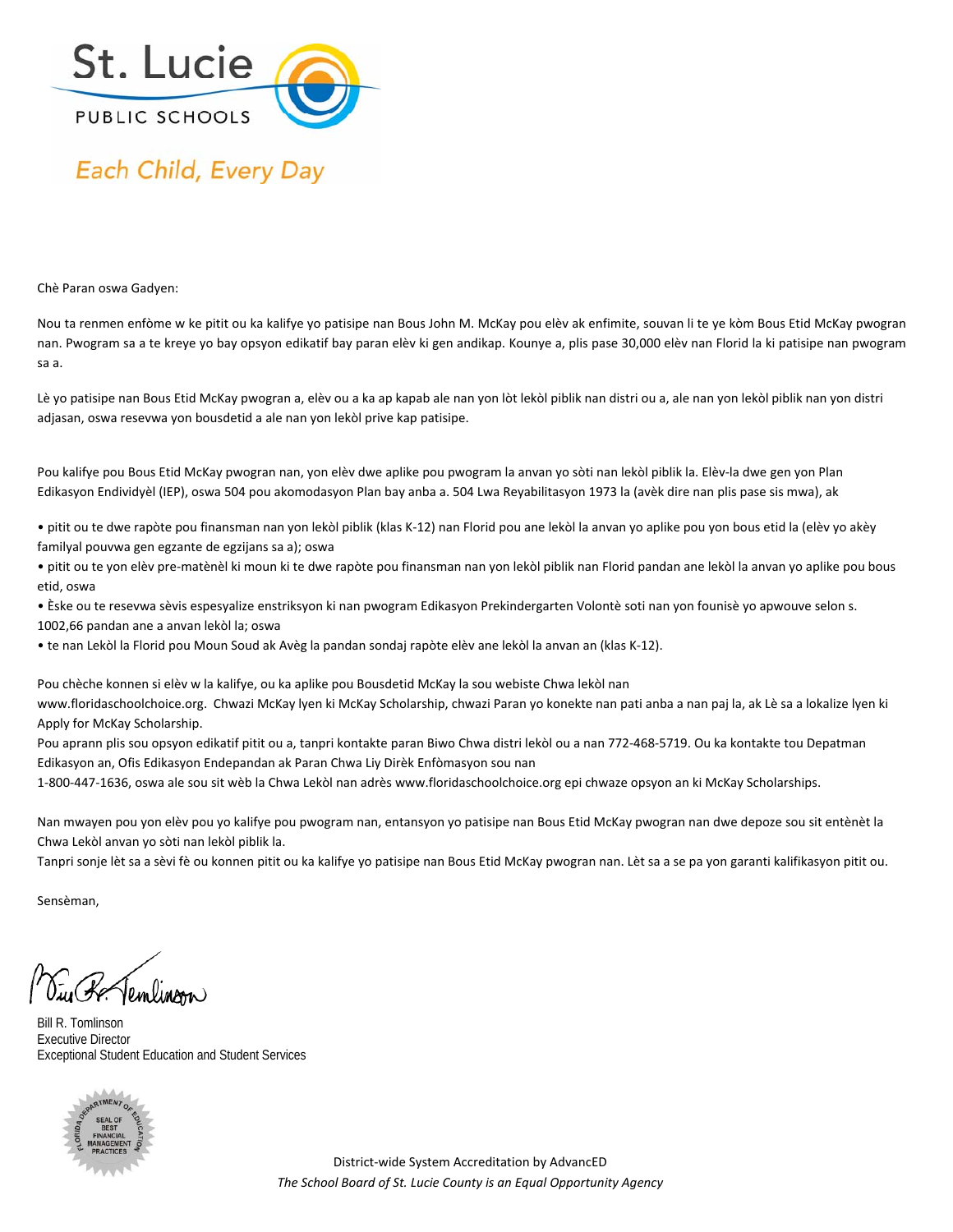St. Lucie

PUBLIC SCHOOLS

*Each Child, Every Day*

Chè Paran oswa Gadyen:

Nou ta renmen enfòme w ke pitit ou ka kalifye yo patisipe nan Bous John M. McKay pou elèv ak enfimite, souvan li te ye kòm Bous Etid McKay pwogran nan. Pwogram sa a te kreye yo bay opsyon edikatif bay paran elèv ki gen andikap. Kounye a, plis pase 30,000 elèv nan Florid la ki patisipe nan pwogram sa a.

Lè yo patisipe nan Bous Etid McKay pwogran a, elèv ou a ka ap kapab ale nan yon lòt lekòl piblik nan distri ou a, ale nan yon lekòl piblik nan yon distri adjasan, oswa resevwa yon bousdetid a ale nan yon lekòl prive kap patisipe.

Pou kalifye pou Bous Etid McKay pwogran nan, yon elèv dwe aplike pou pwogram la anvan yo sòti nan lekòl piblik la. Elèv-la dwe gen yon Plan Edikasyon Endividyèl (IEP), oswa 504 pou akomodasyon Plan bay anba a. 504 Lwa Reyabilitasyon 1973 la (avèk dire nan plis pase sis mwa), ak

- pitit ou te dwe rapòte pou finansman nan yon lekòl piblik (klas K-12) nan Florid pou ane lekòl la anvan yo aplike pou yon bous etid la (elèv yo akèy familyal pouvwa gen egzante de egzijans sa a); oswa
- pitit ou te yon elèv pre-matènèl ki moun ki te dwe rapòte pou finansman nan yon lekòl piblik nan Florid pandan ane lekòl la anvan yo aplike pou bous etid, oswa
- Èske ou te resevwa sèvis espesyalize enstriksyon ki nan pwogram Edikasyon Prekindergarten Volontè soti nan yon founisè yo apwouve selon s. 1002,66 pandan ane a anvan lekòl la; oswa
- te nan Lekòl la Florid pou Moun Soud ak Avèg la pandan sondaj rapòte elèv ane lekòl la anvan an (klas K-12).

Pou chèche konnen si elèv w la kalifye, ou ka aplike pou Bousdetid McKay la sou webiste Chwa lekòl nan www.floridaschoolchoice.org. Chwazi McKay lyen ki McKay Scholarship, chwazi Paran yo konekte nan pati anba a nan paj la, ak Lè sa a lokalize lyen ki Apply for McKay Scholarship.
Pou aprann plis sou opsyon edikatif pitit ou a, tanpri kontakte paran Biwo Chwa distri lekòl ou a nan 772-468-5719. Ou ka kontakte tou Depatman Edikasyon an, Ofis Edikasyon Endepandan ak Paran Chwa Liy Dirèk Enfòmasyon sou nan
1-800-447-1636, oswa ale sou sit wèb la Chwa Lekòl nan adrès www.floridaschoolchoice.org epi chwaze opsyon an ki McKay Scholarships.

Nan mwayen pou yon elèv pou yo kalifye pou pwogram nan, entansyon yo patisipe nan Bous Etid McKay pwogran nan dwe depoze sou sit entènèt la Chwa Lekòl anvan yo sòti nan lekòl piblik la.
Tanpri sonje lèt sa a sèvi fè ou konnen pitit ou ka kalifye yo patisipe nan Bous Etid McKay pwogran nan. Lèt sa a se pa yon garanti kalifikasyon pitit ou.

Sensèman,

Bill R. Tomlinson
Executive Director
Exceptional Student Education and Student Services

FLORIDA DEPARTMENT OF EDUCATION SEAL OF BEST FINANCIAL MANAGEMENT PRACTICES

District-wide System Accreditation by AdvancED
*The School Board of St. Lucie County is an Equal Opportunity Agency*